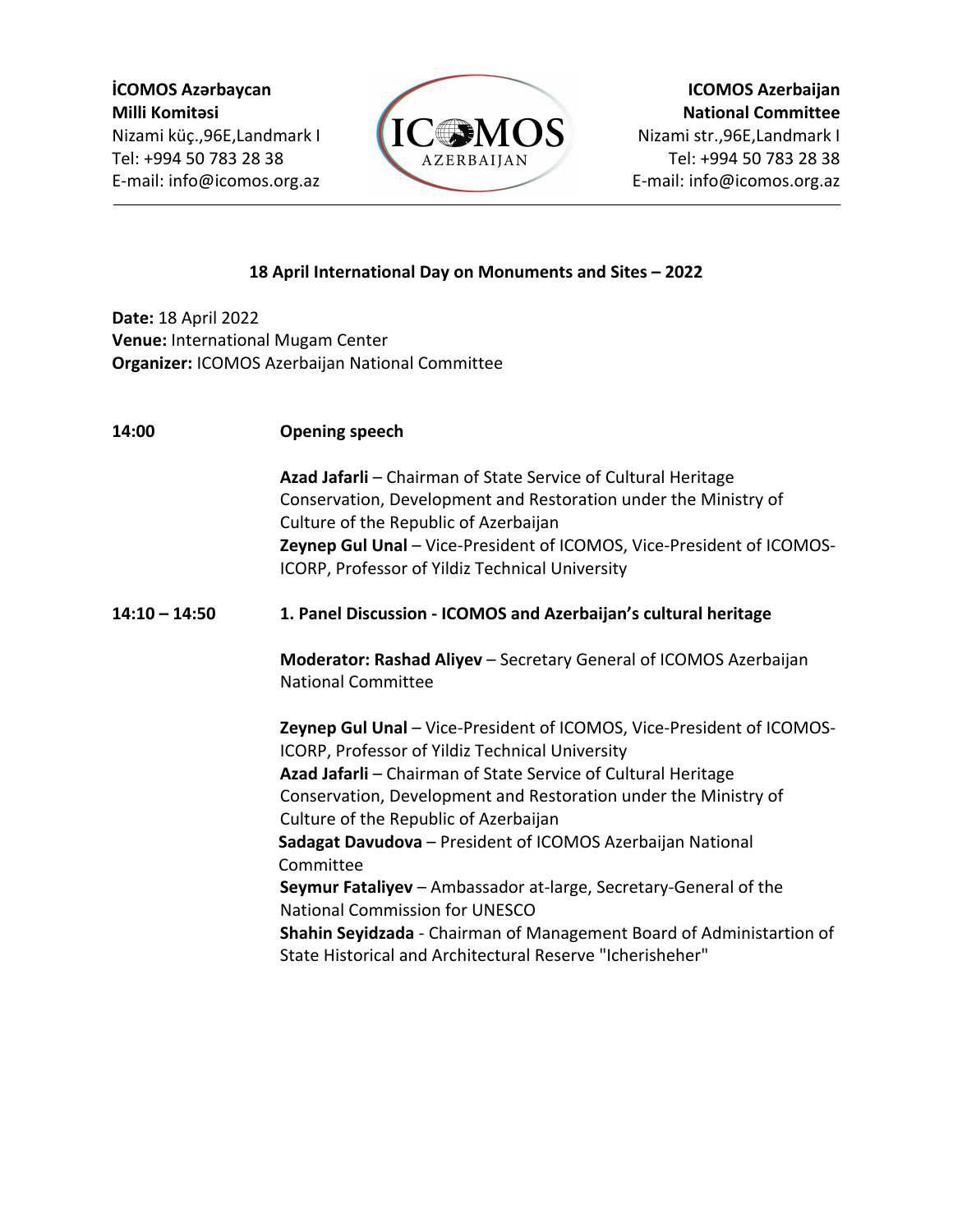**İCOMOS Azərbaycan Milli Komitəsi**
Nizami küç.,96E,Landmark I
Tel: +994 50 783 28 38
E-mail: info@icomos.org.az

**ICOMOS Azerbaijan National Committee**
Nizami str.,96E,Landmark I
Tel: +994 50 783 28 38
E-mail: info@icomos.org.az

## 18 April International Day on Monuments and Sites – 2022

**Date:** 18 April 2022
**Venue:** International Mugam Center
**Organizer:** ICOMOS Azerbaijan National Committee

**14:00** **Opening speech**

**Azad Jafarli** – Chairman of State Service of Cultural Heritage Conservation, Development and Restoration under the Ministry of Culture of the Republic of Azerbaijan
**Zeynep Gul Unal** – Vice-President of ICOMOS, Vice-President of ICOMOS-ICORP, Professor of Yildiz Technical University

**14:10 – 14:50** **1. Panel Discussion - ICOMOS and Azerbaijan's cultural heritage**

**Moderator: Rashad Aliyev** – Secretary General of ICOMOS Azerbaijan National Committee

**Zeynep Gul Unal** – Vice-President of ICOMOS, Vice-President of ICOMOS-ICORP, Professor of Yildiz Technical University
**Azad Jafarli** – Chairman of State Service of Cultural Heritage Conservation, Development and Restoration under the Ministry of Culture of the Republic of Azerbaijan
**Sadagat Davudova** – President of ICOMOS Azerbaijan National Committee
**Seymur Fataliyev** – Ambassador at-large, Secretary-General of the National Commission for UNESCO
**Shahin Seyidzada** - Chairman of Management Board of Administartion of State Historical and Architectural Reserve "Icherisheher"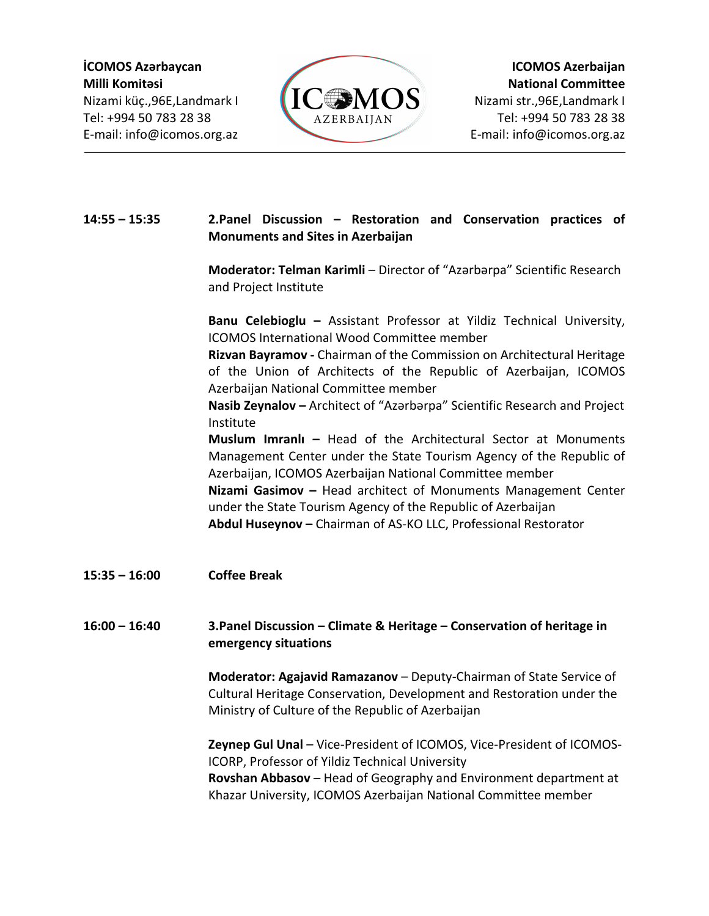**14:55 – 15:35** **2.Panel Discussion – Restoration and Conservation practices of Monuments and Sites in Azerbaijan**

**Moderator: Telman Karimli** – Director of "Azərbərpa" Scientific Research and Project Institute

**Banu Celebioglu –** Assistant Professor at Yildiz Technical University, ICOMOS International Wood Committee member
**Rizvan Bayramov -** Chairman of the Commission on Architectural Heritage of the Union of Architects of the Republic of Azerbaijan, ICOMOS Azerbaijan National Committee member
**Nasib Zeynalov –** Architect of "Azərbərpa" Scientific Research and Project Institute
**Muslum Imranlı –** Head of the Architectural Sector at Monuments Management Center under the State Tourism Agency of the Republic of Azerbaijan, ICOMOS Azerbaijan National Committee member
**Nizami Gasimov –** Head architect of Monuments Management Center under the State Tourism Agency of the Republic of Azerbaijan
**Abdul Huseynov –** Chairman of AS-KO LLC, Professional Restorator

**15:35 – 16:00** **Coffee Break**

**16:00 – 16:40** **3.Panel Discussion – Climate & Heritage – Conservation of heritage in emergency situations**

**Moderator: Agajavid Ramazanov** – Deputy-Chairman of State Service of Cultural Heritage Conservation, Development and Restoration under the Ministry of Culture of the Republic of Azerbaijan

**Zeynep Gul Unal** – Vice-President of ICOMOS, Vice-President of ICOMOS-ICORP, Professor of Yildiz Technical University
**Rovshan Abbasov** – Head of Geography and Environment department at Khazar University, ICOMOS Azerbaijan National Committee member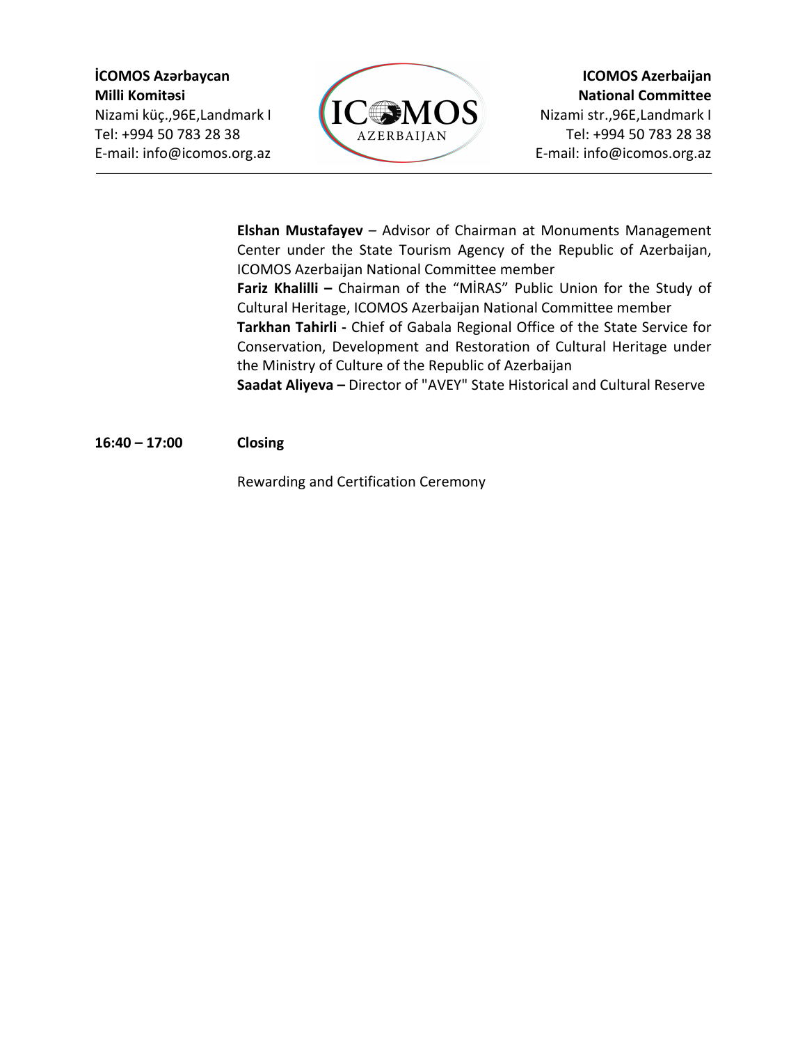**Elshan Mustafayev** – Advisor of Chairman at Monuments Management Center under the State Tourism Agency of the Republic of Azerbaijan, ICOMOS Azerbaijan National Committee member

**Fariz Khalilli –** Chairman of the "MİRAS" Public Union for the Study of Cultural Heritage, ICOMOS Azerbaijan National Committee member

**Tarkhan Tahirli -** Chief of Gabala Regional Office of the State Service for Conservation, Development and Restoration of Cultural Heritage under the Ministry of Culture of the Republic of Azerbaijan

**Saadat Aliyeva –** Director of "AVEY" State Historical and Cultural Reserve

**16:40 – 17:00** **Closing**

Rewarding and Certification Ceremony